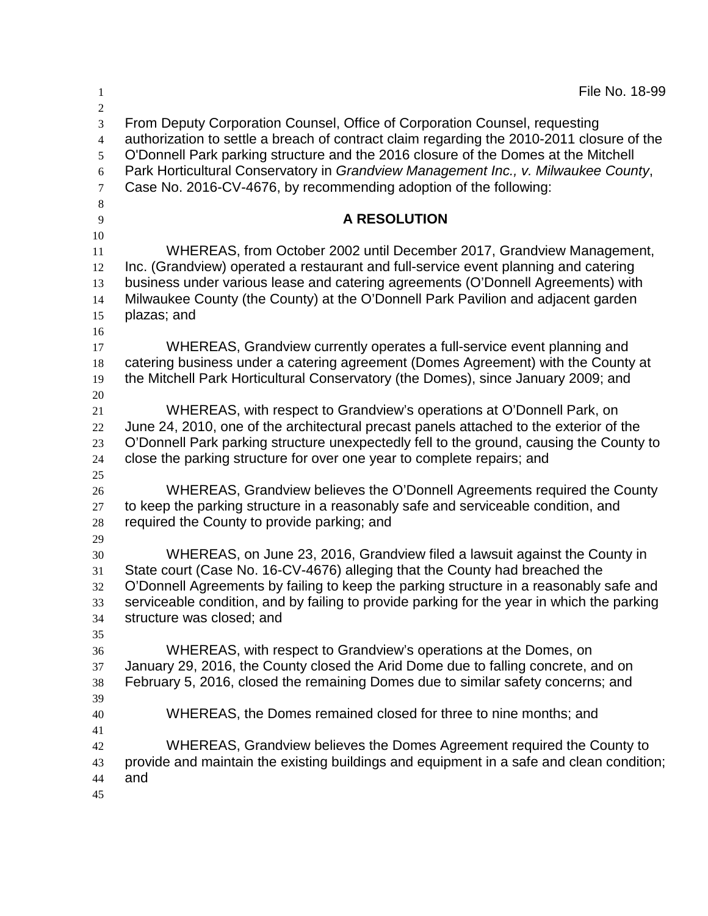File No. 18-99

From Deputy Corporation Counsel, Office of Corporation Counsel, requesting authorization to settle a breach of contract claim regarding the 2010-2011 closure of the O'Donnell Park parking structure and the 2016 closure of the Domes at the Mitchell Park Horticultural Conservatory in *Grandview Management Inc., v. Milwaukee County*, Case No. 2016-CV-4676, by recommending adoption of the following:

**A RESOLUTION**

WHEREAS, from October 2002 until December 2017, Grandview Management, Inc. (Grandview) operated a restaurant and full-service event planning and catering business under various lease and catering agreements (O'Donnell Agreements) with Milwaukee County (the County) at the O'Donnell Park Pavilion and adjacent garden plazas; and

WHEREAS, Grandview currently operates a full-service event planning and catering business under a catering agreement (Domes Agreement) with the County at the Mitchell Park Horticultural Conservatory (the Domes), since January 2009; and

WHEREAS, with respect to Grandview's operations at O'Donnell Park, on June 24, 2010, one of the architectural precast panels attached to the exterior of the O'Donnell Park parking structure unexpectedly fell to the ground, causing the County to close the parking structure for over one year to complete repairs; and

WHEREAS, Grandview believes the O'Donnell Agreements required the County to keep the parking structure in a reasonably safe and serviceable condition, and required the County to provide parking; and

WHEREAS, on June 23, 2016, Grandview filed a lawsuit against the County in State court (Case No. 16-CV-4676) alleging that the County had breached the O'Donnell Agreements by failing to keep the parking structure in a reasonably safe and serviceable condition, and by failing to provide parking for the year in which the parking structure was closed; and

WHEREAS, with respect to Grandview's operations at the Domes, on January 29, 2016, the County closed the Arid Dome due to falling concrete, and on February 5, 2016, closed the remaining Domes due to similar safety concerns; and

WHEREAS, the Domes remained closed for three to nine months; and

WHEREAS, Grandview believes the Domes Agreement required the County to provide and maintain the existing buildings and equipment in a safe and clean condition; and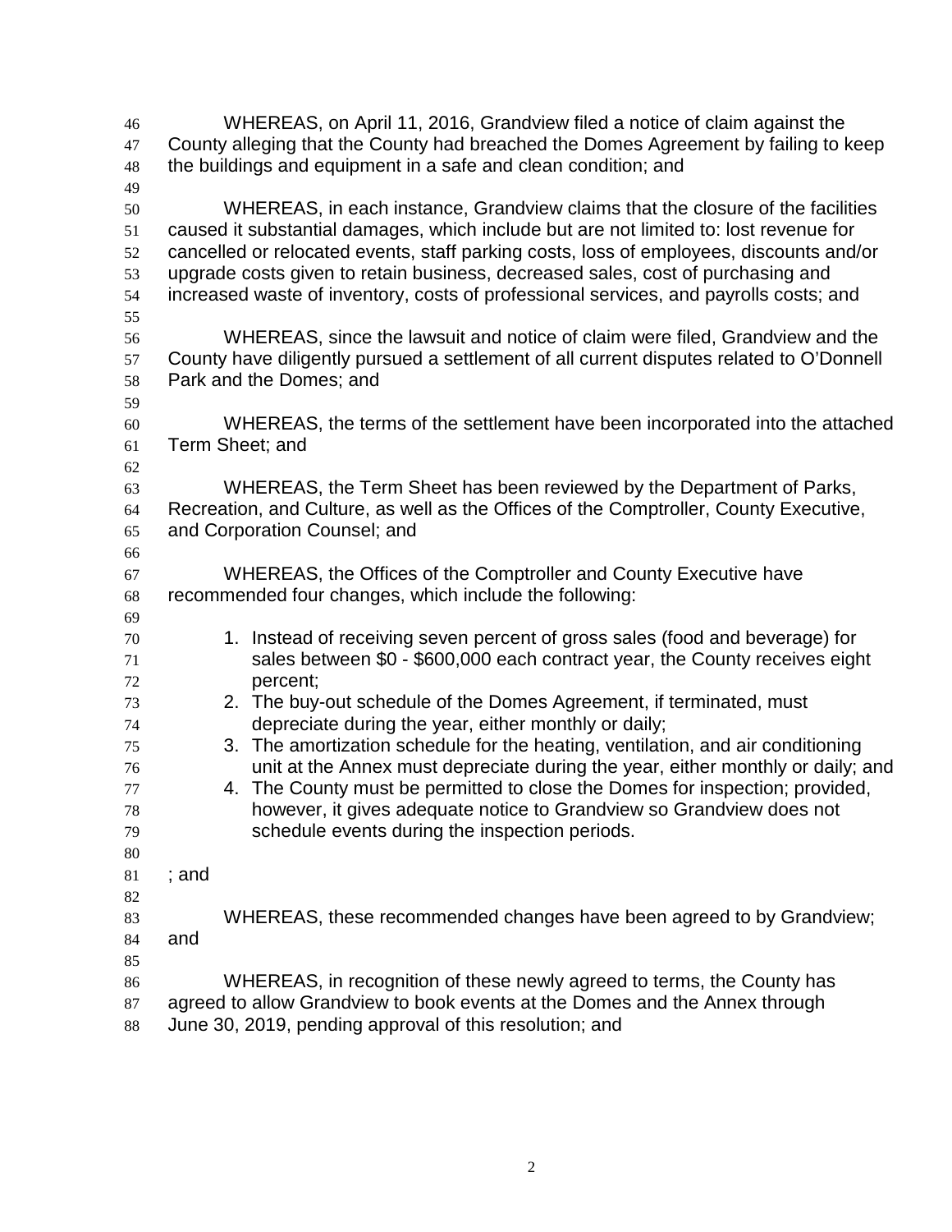WHEREAS, on April 11, 2016, Grandview filed a notice of claim against the County alleging that the County had breached the Domes Agreement by failing to keep the buildings and equipment in a safe and clean condition; and

WHEREAS, in each instance, Grandview claims that the closure of the facilities caused it substantial damages, which include but are not limited to: lost revenue for cancelled or relocated events, staff parking costs, loss of employees, discounts and/or upgrade costs given to retain business, decreased sales, cost of purchasing and increased waste of inventory, costs of professional services, and payrolls costs; and

WHEREAS, since the lawsuit and notice of claim were filed, Grandview and the County have diligently pursued a settlement of all current disputes related to O'Donnell Park and the Domes; and

WHEREAS, the terms of the settlement have been incorporated into the attached Term Sheet; and

WHEREAS, the Term Sheet has been reviewed by the Department of Parks, Recreation, and Culture, as well as the Offices of the Comptroller, County Executive, and Corporation Counsel; and

WHEREAS, the Offices of the Comptroller and County Executive have recommended four changes, which include the following:

1. Instead of receiving seven percent of gross sales (food and beverage) for sales between $0 - $600,000 each contract year, the County receives eight percent;
2. The buy-out schedule of the Domes Agreement, if terminated, must depreciate during the year, either monthly or daily;
3. The amortization schedule for the heating, ventilation, and air conditioning unit at the Annex must depreciate during the year, either monthly or daily; and
4. The County must be permitted to close the Domes for inspection; provided, however, it gives adequate notice to Grandview so Grandview does not schedule events during the inspection periods.

; and

WHEREAS, these recommended changes have been agreed to by Grandview; and

WHEREAS, in recognition of these newly agreed to terms, the County has agreed to allow Grandview to book events at the Domes and the Annex through June 30, 2019, pending approval of this resolution; and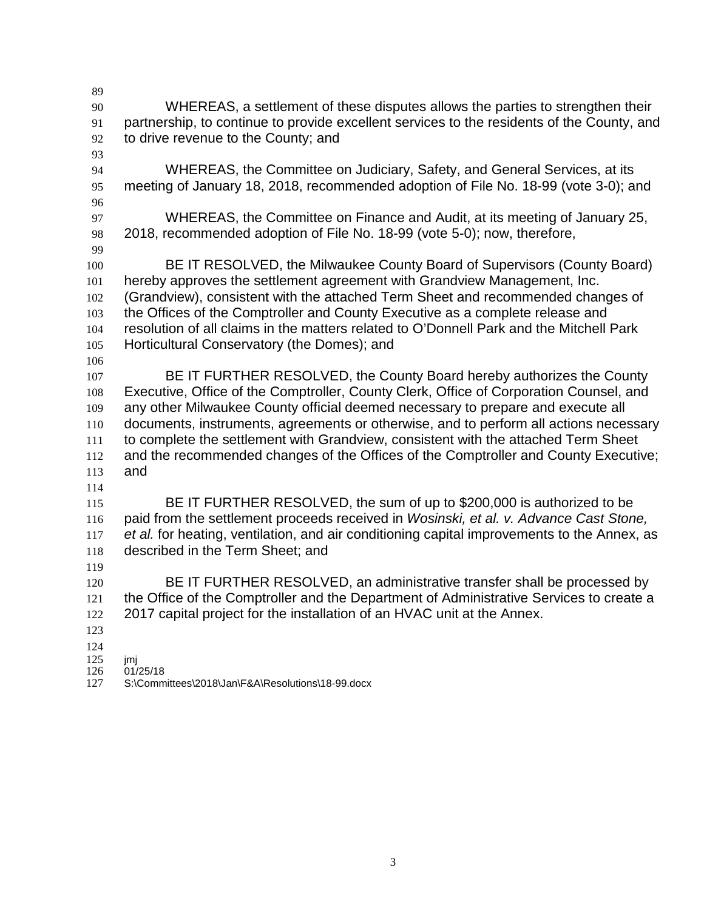WHEREAS, a settlement of these disputes allows the parties to strengthen their partnership, to continue to provide excellent services to the residents of the County, and to drive revenue to the County; and

WHEREAS, the Committee on Judiciary, Safety, and General Services, at its meeting of January 18, 2018, recommended adoption of File No. 18-99 (vote 3-0); and

WHEREAS, the Committee on Finance and Audit, at its meeting of January 25, 2018, recommended adoption of File No. 18-99 (vote 5-0); now, therefore,

BE IT RESOLVED, the Milwaukee County Board of Supervisors (County Board) hereby approves the settlement agreement with Grandview Management, Inc. (Grandview), consistent with the attached Term Sheet and recommended changes of the Offices of the Comptroller and County Executive as a complete release and resolution of all claims in the matters related to O'Donnell Park and the Mitchell Park Horticultural Conservatory (the Domes); and

BE IT FURTHER RESOLVED, the County Board hereby authorizes the County Executive, Office of the Comptroller, County Clerk, Office of Corporation Counsel, and any other Milwaukee County official deemed necessary to prepare and execute all documents, instruments, agreements or otherwise, and to perform all actions necessary to complete the settlement with Grandview, consistent with the attached Term Sheet and the recommended changes of the Offices of the Comptroller and County Executive; and

BE IT FURTHER RESOLVED, the sum of up to $200,000 is authorized to be paid from the settlement proceeds received in *Wosinski, et al. v. Advance Cast Stone, et al.* for heating, ventilation, and air conditioning capital improvements to the Annex, as described in the Term Sheet; and

BE IT FURTHER RESOLVED, an administrative transfer shall be processed by the Office of the Comptroller and the Department of Administrative Services to create a 2017 capital project for the installation of an HVAC unit at the Annex.

jmj
01/25/18
S:\Committees\2018\Jan\F&A\Resolutions\18-99.docx